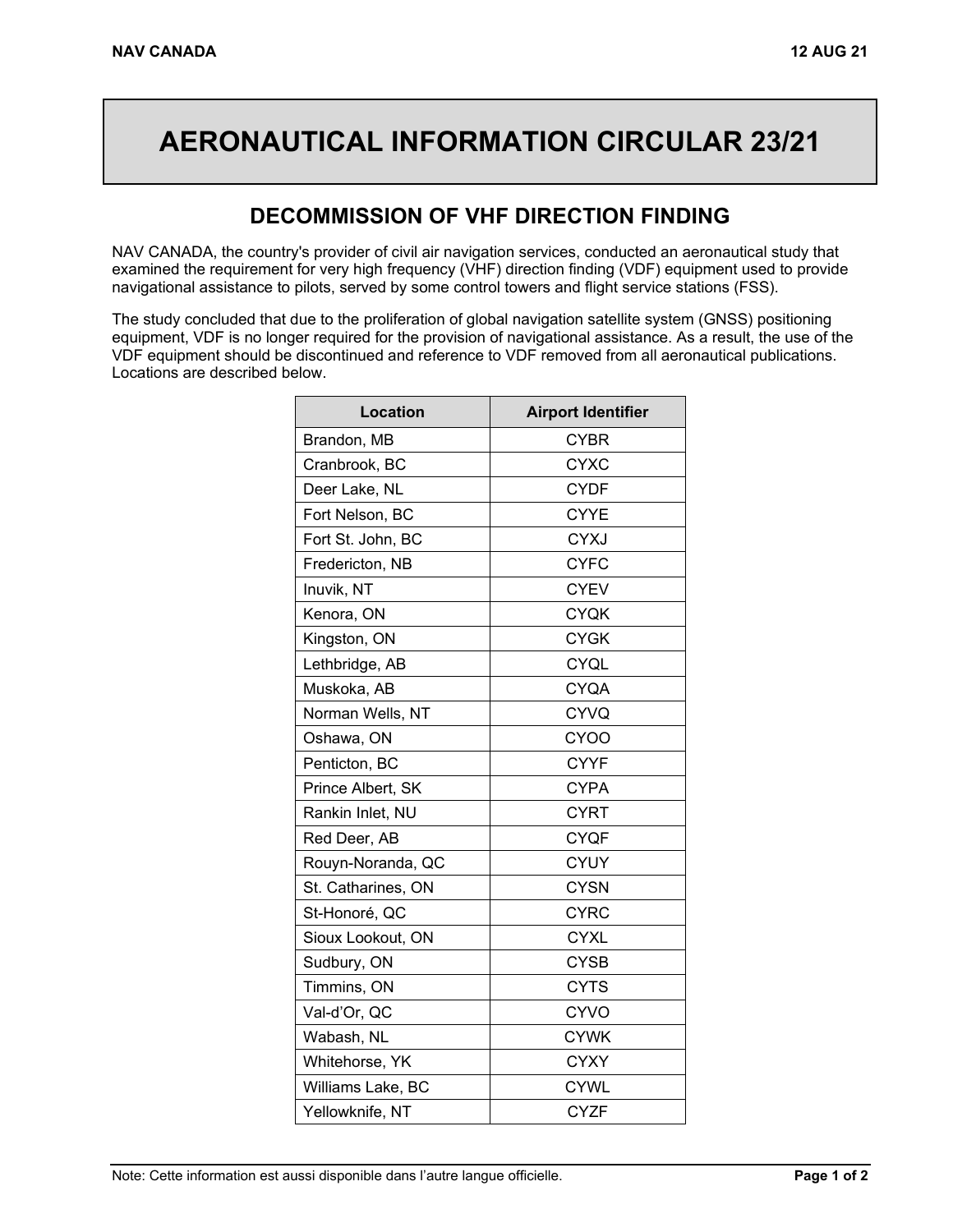# AERONAUTICAL INFORMATION CIRCULAR 23/21

## DECOMMISSION OF VHF DIRECTION FINDING

NAV CANADA, the country's provider of civil air navigation services, conducted an aeronautical study that examined the requirement for very high frequency (VHF) direction finding (VDF) equipment used to provide navigational assistance to pilots, served by some control towers and flight service stations (FSS).

The study concluded that due to the proliferation of global navigation satellite system (GNSS) positioning equipment, VDF is no longer required for the provision of navigational assistance. As a result, the use of the VDF equipment should be discontinued and reference to VDF removed from all aeronautical publications. Locations are described below.

| Location | Airport Identifier |
|---|---|
| Brandon, MB | CYBR |
| Cranbrook, BC | CYXC |
| Deer Lake, NL | CYDF |
| Fort Nelson, BC | CYYE |
| Fort St. John, BC | CYXJ |
| Fredericton, NB | CYFC |
| Inuvik, NT | CYEV |
| Kenora, ON | CYQK |
| Kingston, ON | CYGK |
| Lethbridge, AB | CYQL |
| Muskoka, AB | CYQA |
| Norman Wells, NT | CYVQ |
| Oshawa, ON | CYOO |
| Penticton, BC | CYYF |
| Prince Albert, SK | CYPA |
| Rankin Inlet, NU | CYRT |
| Red Deer, AB | CYQF |
| Rouyn-Noranda, QC | CYUY |
| St. Catharines, ON | CYSN |
| St-Honoré, QC | CYRC |
| Sioux Lookout, ON | CYXL |
| Sudbury, ON | CYSB |
| Timmins, ON | CYTS |
| Val-d'Or, QC | CYVO |
| Wabash, NL | CYWK |
| Whitehorse, YK | CYXY |
| Williams Lake, BC | CYWL |
| Yellowknife, NT | CYZF |

Note: Cette information est aussi disponible dans l'autre langue officielle.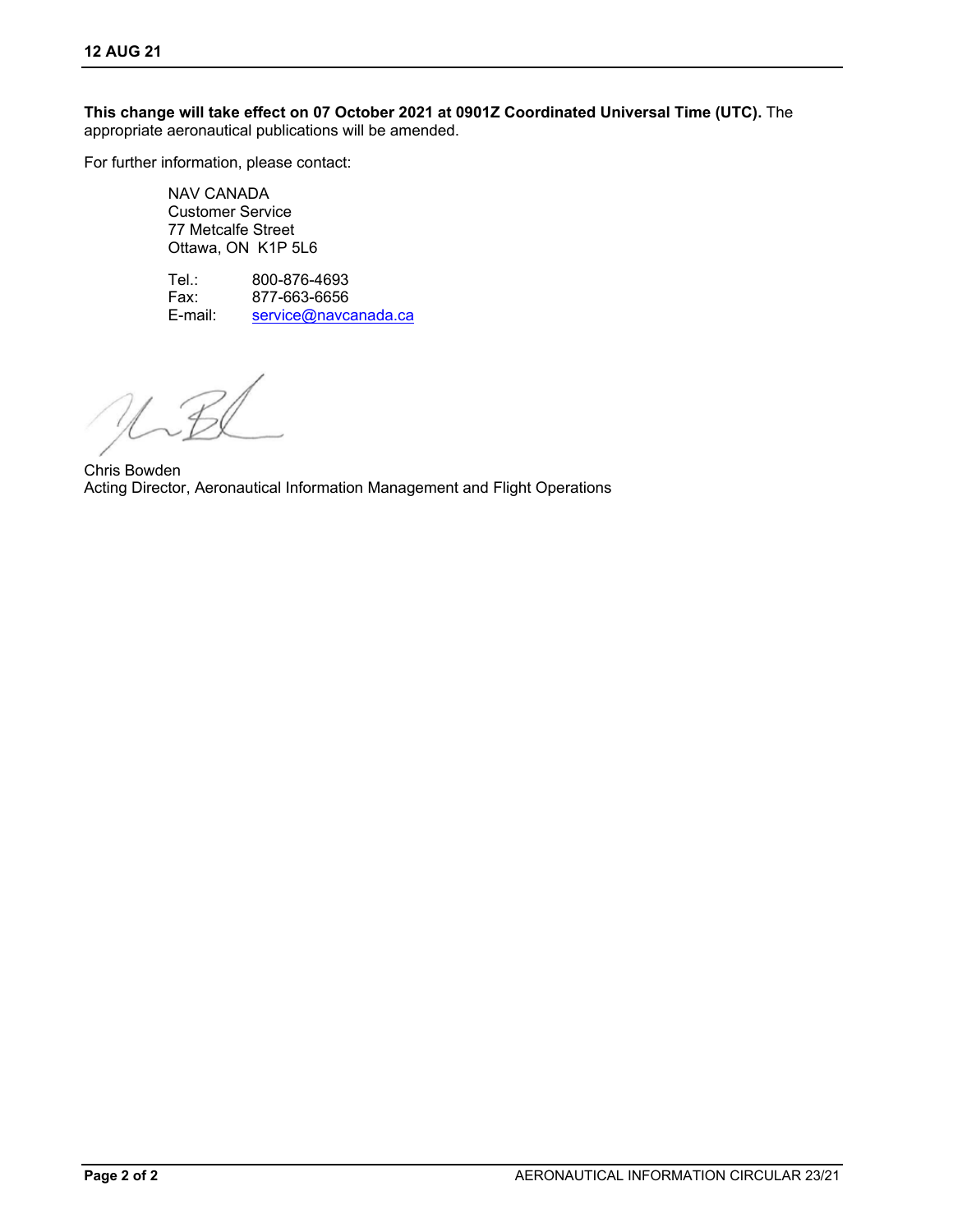**This change will take effect on 07 October 2021 at 0901Z Coordinated Universal Time (UTC).** The appropriate aeronautical publications will be amended.

For further information, please contact:

NAV CANADA
Customer Service
77 Metcalfe Street
Ottawa, ON  K1P 5L6

Tel.: 800-876-4693
Fax: 877-663-6656
E-mail: service@navcanada.ca

Chris Bowden
Acting Director, Aeronautical Information Management and Flight Operations